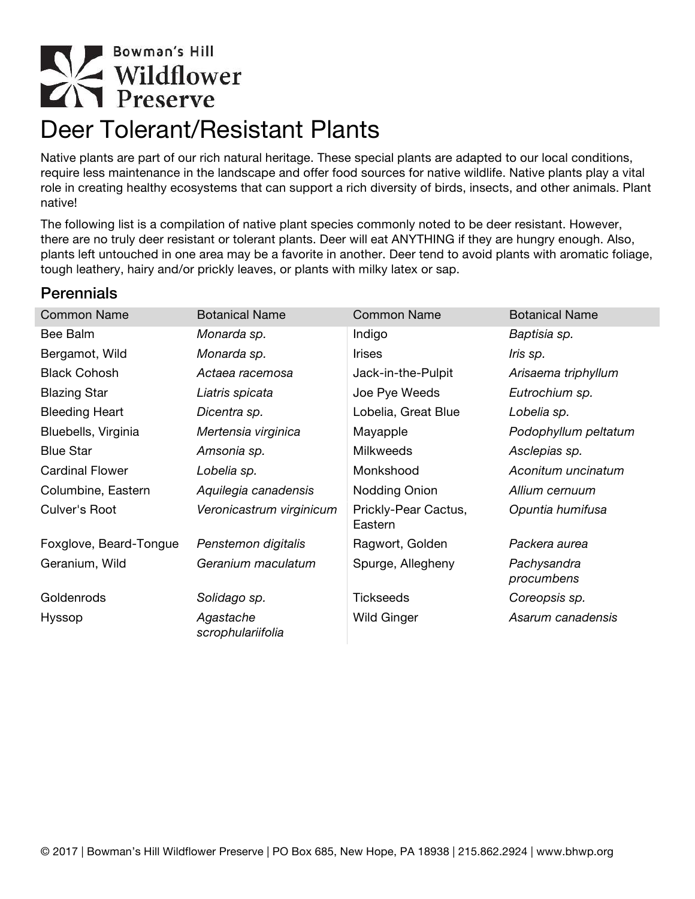Bowman's Hill Wildflower Preserve

# Deer Tolerant/Resistant Plants

Native plants are part of our rich natural heritage. These special plants are adapted to our local conditions, require less maintenance in the landscape and offer food sources for native wildlife. Native plants play a vital role in creating healthy ecosystems that can support a rich diversity of birds, insects, and other animals. Plant native!

The following list is a compilation of native plant species commonly noted to be deer resistant. However, there are no truly deer resistant or tolerant plants. Deer will eat ANYTHING if they are hungry enough. Also, plants left untouched in one area may be a favorite in another. Deer tend to avoid plants with aromatic foliage, tough leathery, hairy and/or prickly leaves, or plants with milky latex or sap.

## Perennials

| Common Name | Botanical Name | Common Name | Botanical Name |
|---|---|---|---|
| Bee Balm | *Monarda sp.* | Indigo | *Baptisia sp.* |
| Bergamot, Wild | *Monarda sp.* | Irises | *Iris sp.* |
| Black Cohosh | *Actaea racemosa* | Jack-in-the-Pulpit | *Arisaema triphyllum* |
| Blazing Star | *Liatris spicata* | Joe Pye Weeds | *Eutrochium sp.* |
| Bleeding Heart | *Dicentra sp.* | Lobelia, Great Blue | *Lobelia sp.* |
| Bluebells, Virginia | *Mertensia virginica* | Mayapple | *Podophyllum peltatum* |
| Blue Star | *Amsonia sp.* | Milkweeds | *Asclepias sp.* |
| Cardinal Flower | *Lobelia sp.* | Monkshood | *Aconitum uncinatum* |
| Columbine, Eastern | *Aquilegia canadensis* | Nodding Onion | *Allium cernuum* |
| Culver's Root | *Veronicastrum virginicum* | Prickly-Pear Cactus, Eastern | *Opuntia humifusa* |
| Foxglove, Beard-Tongue | *Penstemon digitalis* | Ragwort, Golden | *Packera aurea* |
| Geranium, Wild | *Geranium maculatum* | Spurge, Allegheny | *Pachysandra procumbens* |
| Goldenrods | *Solidago sp.* | Tickseeds | *Coreopsis sp.* |
| Hyssop | *Agastache scrophulariifolia* | Wild Ginger | *Asarum canadensis* |

© 2017 | Bowman's Hill Wildflower Preserve | PO Box 685, New Hope, PA 18938 | 215.862.2924 | www.bhwp.org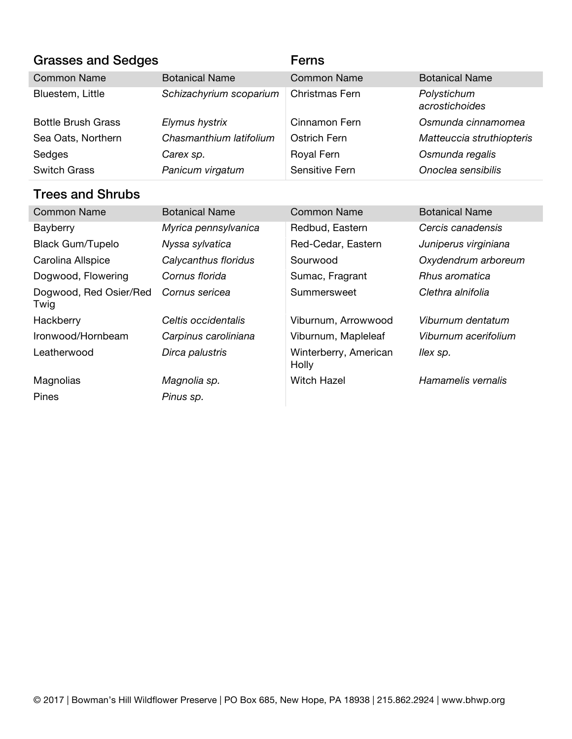## Grasses and Sedges

| Common Name | Botanical Name |
|---|---|
| Bluestem, Little | *Schizachyrium scoparium* |
| Bottle Brush Grass | *Elymus hystrix* |
| Sea Oats, Northern | *Chasmanthium latifolium* |
| Sedges | *Carex sp.* |
| Switch Grass | *Panicum virgatum* |

## Ferns

| Common Name | Botanical Name |
|---|---|
| Christmas Fern | *Polystichum acrostichoides* |
| Cinnamon Fern | *Osmunda cinnamomea* |
| Ostrich Fern | *Matteuccia struthiopteris* |
| Royal Fern | *Osmunda regalis* |
| Sensitive Fern | *Onoclea sensibilis* |

## Trees and Shrubs

| Common Name | Botanical Name | Common Name | Botanical Name |
|---|---|---|---|
| Bayberry | *Myrica pennsylvanica* | Redbud, Eastern | *Cercis canadensis* |
| Black Gum/Tupelo | *Nyssa sylvatica* | Red-Cedar, Eastern | *Juniperus virginiana* |
| Carolina Allspice | *Calycanthus floridus* | Sourwood | *Oxydendrum arboreum* |
| Dogwood, Flowering | *Cornus florida* | Sumac, Fragrant | *Rhus aromatica* |
| Dogwood, Red Osier/Red Twig | *Cornus sericea* | Summersweet | *Clethra alnifolia* |
| Hackberry | *Celtis occidentalis* | Viburnum, Arrowwood | *Viburnum dentatum* |
| Ironwood/Hornbeam | *Carpinus caroliniana* | Viburnum, Mapleleaf | *Viburnum acerifolium* |
| Leatherwood | *Dirca palustris* | Winterberry, American Holly | *Ilex sp.* |
| Magnolias | *Magnolia sp.* | Witch Hazel | *Hamamelis vernalis* |
| Pines | *Pinus sp.* | | |

© 2017 | Bowman's Hill Wildflower Preserve | PO Box 685, New Hope, PA 18938 | 215.862.2924 | www.bhwp.org